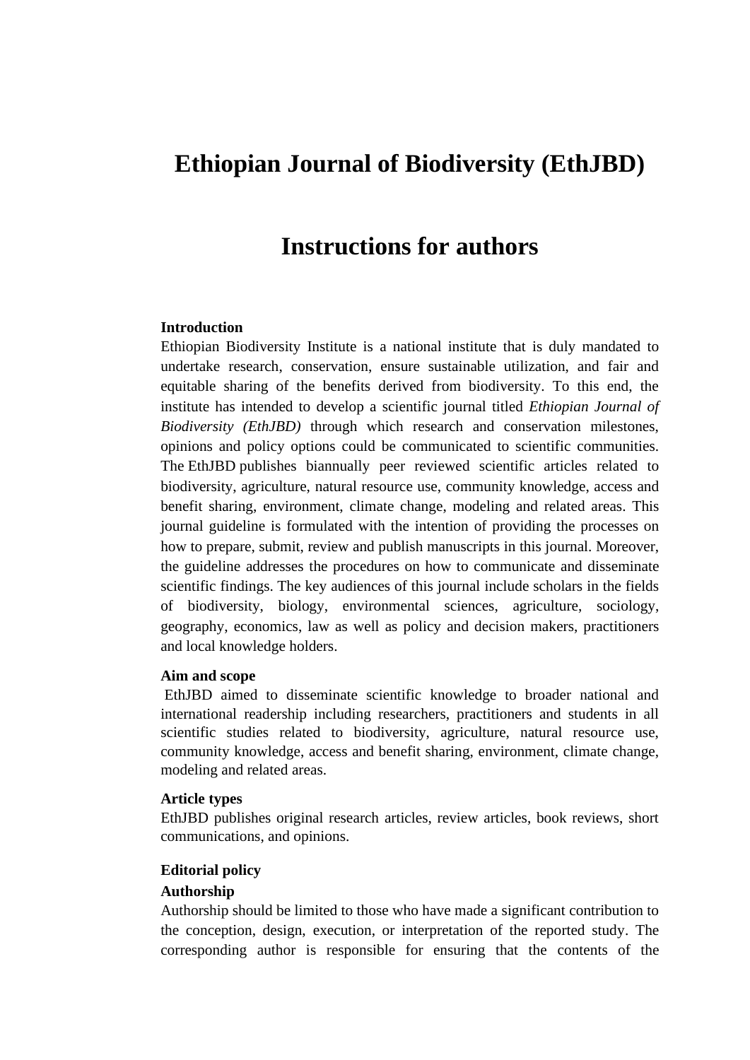# Ethiopian Journal of Biodiversity (EthJBD)

# Instructions for authors

### Introduction

Ethiopian Biodiversity Institute is a national institute that is duly mandated to undertake research, conservation, ensure sustainable utilization, and fair and equitable sharing of the benefits derived from biodiversity. To this end, the institute has intended to develop a scientific journal titled *Ethiopian Journal of Biodiversity (EthJBD)* through which research and conservation milestones, opinions and policy options could be communicated to scientific communities. The EthJBD publishes biannually peer reviewed scientific articles related to biodiversity, agriculture, natural resource use, community knowledge, access and benefit sharing, environment, climate change, modeling and related areas. This journal guideline is formulated with the intention of providing the processes on how to prepare, submit, review and publish manuscripts in this journal. Moreover, the guideline addresses the procedures on how to communicate and disseminate scientific findings. The key audiences of this journal include scholars in the fields of biodiversity, biology, environmental sciences, agriculture, sociology, geography, economics, law as well as policy and decision makers, practitioners and local knowledge holders.

### Aim and scope

EthJBD aimed to disseminate scientific knowledge to broader national and international readership including researchers, practitioners and students in all scientific studies related to biodiversity, agriculture, natural resource use, community knowledge, access and benefit sharing, environment, climate change, modeling and related areas.

### Article types

EthJBD publishes original research articles, review articles, book reviews, short communications, and opinions.

### Editorial policy

#### Authorship

Authorship should be limited to those who have made a significant contribution to the conception, design, execution, or interpretation of the reported study. The corresponding author is responsible for ensuring that the contents of the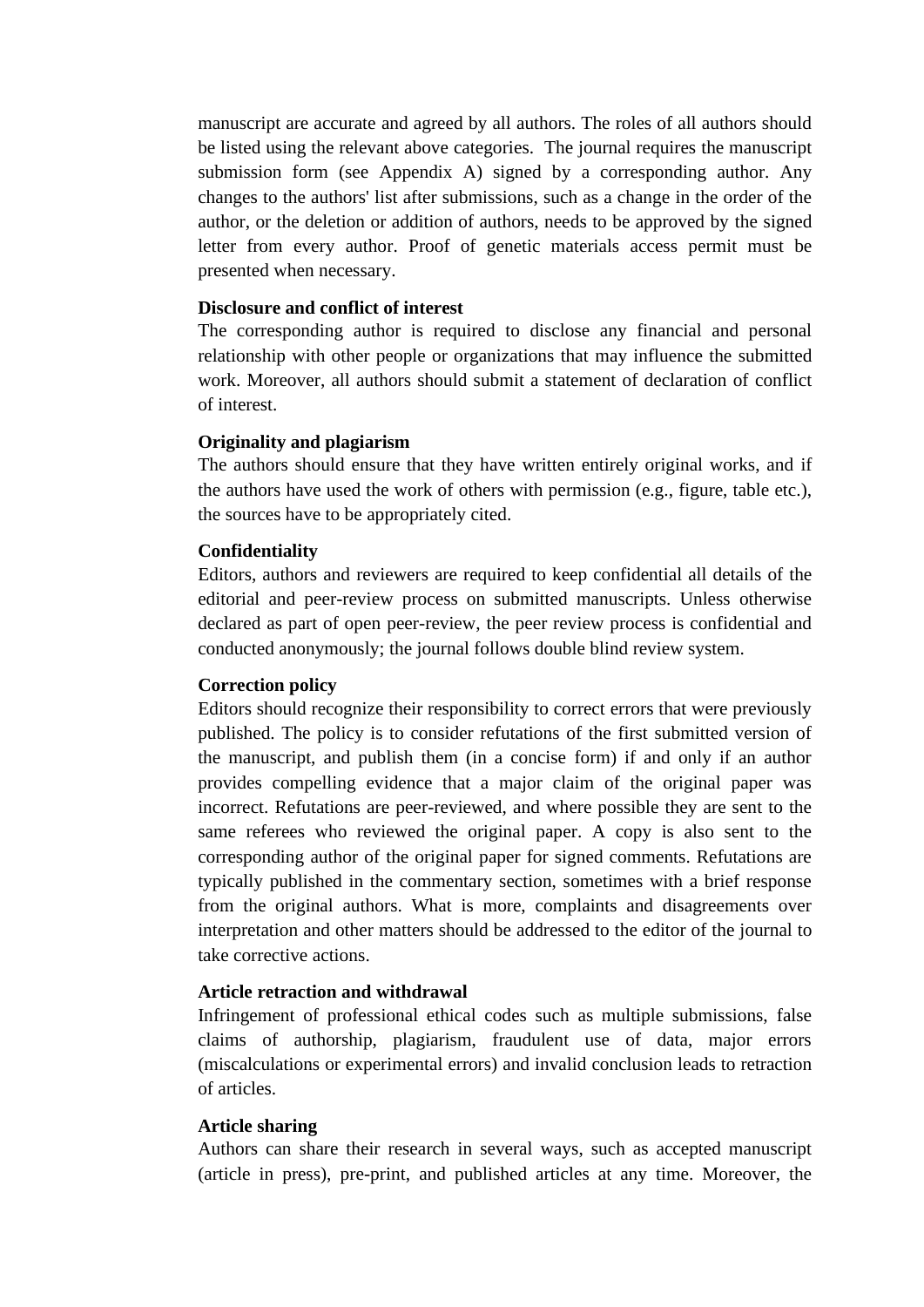manuscript are accurate and agreed by all authors. The roles of all authors should be listed using the relevant above categories. The journal requires the manuscript submission form (see Appendix A) signed by a corresponding author. Any changes to the authors' list after submissions, such as a change in the order of the author, or the deletion or addition of authors, needs to be approved by the signed letter from every author. Proof of genetic materials access permit must be presented when necessary.

**Disclosure and conflict of interest**

The corresponding author is required to disclose any financial and personal relationship with other people or organizations that may influence the submitted work. Moreover, all authors should submit a statement of declaration of conflict of interest.

**Originality and plagiarism**

The authors should ensure that they have written entirely original works, and if the authors have used the work of others with permission (e.g., figure, table etc.), the sources have to be appropriately cited.

**Confidentiality**

Editors, authors and reviewers are required to keep confidential all details of the editorial and peer-review process on submitted manuscripts. Unless otherwise declared as part of open peer-review, the peer review process is confidential and conducted anonymously; the journal follows double blind review system.

**Correction policy**

Editors should recognize their responsibility to correct errors that were previously published. The policy is to consider refutations of the first submitted version of the manuscript, and publish them (in a concise form) if and only if an author provides compelling evidence that a major claim of the original paper was incorrect. Refutations are peer-reviewed, and where possible they are sent to the same referees who reviewed the original paper. A copy is also sent to the corresponding author of the original paper for signed comments. Refutations are typically published in the commentary section, sometimes with a brief response from the original authors. What is more, complaints and disagreements over interpretation and other matters should be addressed to the editor of the journal to take corrective actions.

**Article retraction and withdrawal**

Infringement of professional ethical codes such as multiple submissions, false claims of authorship, plagiarism, fraudulent use of data, major errors (miscalculations or experimental errors) and invalid conclusion leads to retraction of articles.

**Article sharing**

Authors can share their research in several ways, such as accepted manuscript (article in press), pre-print, and published articles at any time. Moreover, the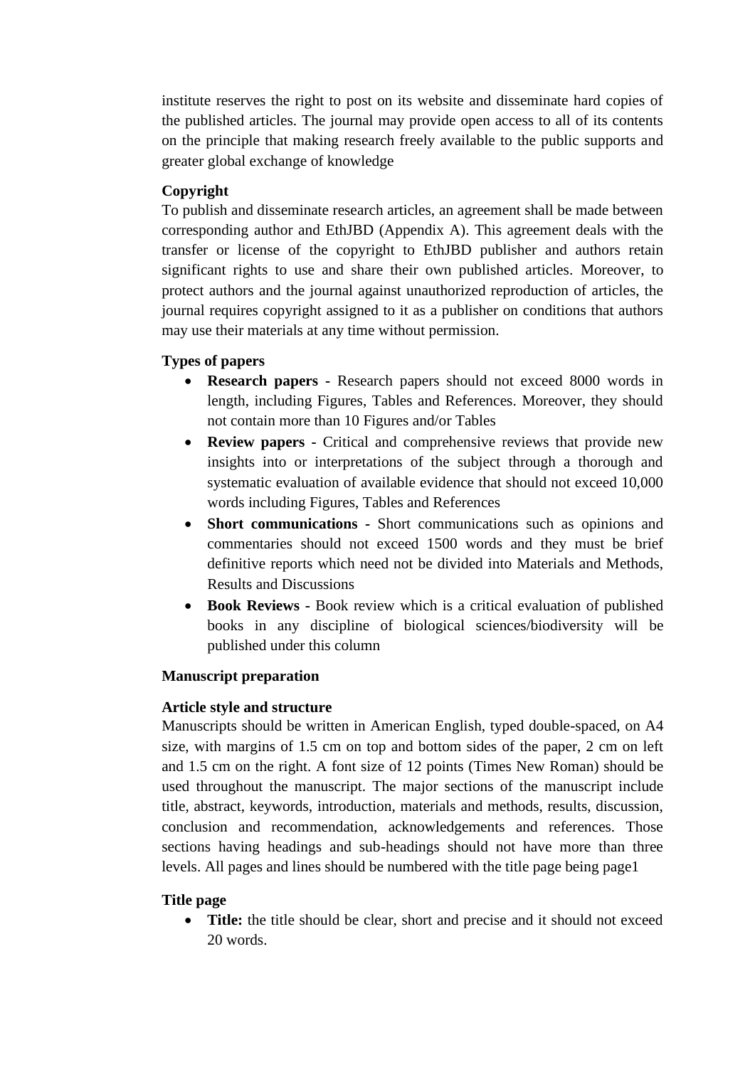institute reserves the right to post on its website and disseminate hard copies of the published articles. The journal may provide open access to all of its contents on the principle that making research freely available to the public supports and greater global exchange of knowledge

**Copyright**

To publish and disseminate research articles, an agreement shall be made between corresponding author and EthJBD (Appendix A). This agreement deals with the transfer or license of the copyright to EthJBD publisher and authors retain significant rights to use and share their own published articles. Moreover, to protect authors and the journal against unauthorized reproduction of articles, the journal requires copyright assigned to it as a publisher on conditions that authors may use their materials at any time without permission.

**Types of papers**

- **Research papers -** Research papers should not exceed 8000 words in length, including Figures, Tables and References. Moreover, they should not contain more than 10 Figures and/or Tables
- **Review papers -** Critical and comprehensive reviews that provide new insights into or interpretations of the subject through a thorough and systematic evaluation of available evidence that should not exceed 10,000 words including Figures, Tables and References
- **Short communications -** Short communications such as opinions and commentaries should not exceed 1500 words and they must be brief definitive reports which need not be divided into Materials and Methods, Results and Discussions
- **Book Reviews -** Book review which is a critical evaluation of published books in any discipline of biological sciences/biodiversity will be published under this column

**Manuscript preparation**

**Article style and structure**

Manuscripts should be written in American English, typed double-spaced, on A4 size, with margins of 1.5 cm on top and bottom sides of the paper, 2 cm on left and 1.5 cm on the right. A font size of 12 points (Times New Roman) should be used throughout the manuscript. The major sections of the manuscript include title, abstract, keywords, introduction, materials and methods, results, discussion, conclusion and recommendation, acknowledgements and references. Those sections having headings and sub-headings should not have more than three levels. All pages and lines should be numbered with the title page being page1

**Title page**

- **Title:** the title should be clear, short and precise and it should not exceed 20 words.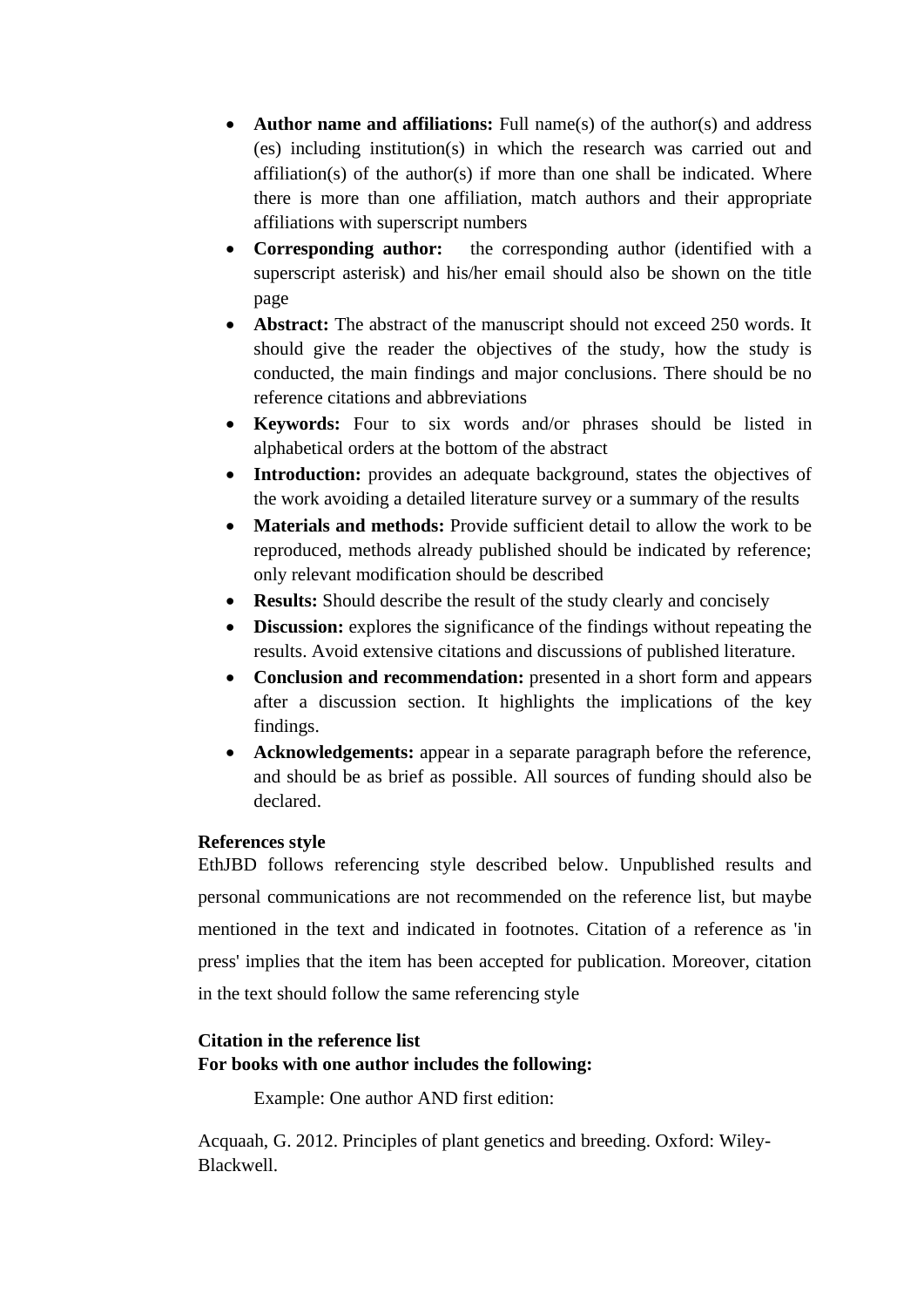- **Author name and affiliations:** Full name(s) of the author(s) and address (es) including institution(s) in which the research was carried out and affiliation(s) of the author(s) if more than one shall be indicated. Where there is more than one affiliation, match authors and their appropriate affiliations with superscript numbers
- **Corresponding author:** the corresponding author (identified with a superscript asterisk) and his/her email should also be shown on the title page
- **Abstract:** The abstract of the manuscript should not exceed 250 words. It should give the reader the objectives of the study, how the study is conducted, the main findings and major conclusions. There should be no reference citations and abbreviations
- **Keywords:** Four to six words and/or phrases should be listed in alphabetical orders at the bottom of the abstract
- **Introduction:** provides an adequate background, states the objectives of the work avoiding a detailed literature survey or a summary of the results
- **Materials and methods:** Provide sufficient detail to allow the work to be reproduced, methods already published should be indicated by reference; only relevant modification should be described
- **Results:** Should describe the result of the study clearly and concisely
- **Discussion:** explores the significance of the findings without repeating the results. Avoid extensive citations and discussions of published literature.
- **Conclusion and recommendation:** presented in a short form and appears after a discussion section. It highlights the implications of the key findings.
- **Acknowledgements:** appear in a separate paragraph before the reference, and should be as brief as possible. All sources of funding should also be declared.

**References style**

EthJBD follows referencing style described below. Unpublished results and personal communications are not recommended on the reference list, but maybe mentioned in the text and indicated in footnotes. Citation of a reference as 'in press' implies that the item has been accepted for publication. Moreover, citation in the text should follow the same referencing style

**Citation in the reference list**

**For books with one author includes the following:**

Example: One author AND first edition:

Acquaah, G. 2012. Principles of plant genetics and breeding. Oxford: Wiley-Blackwell.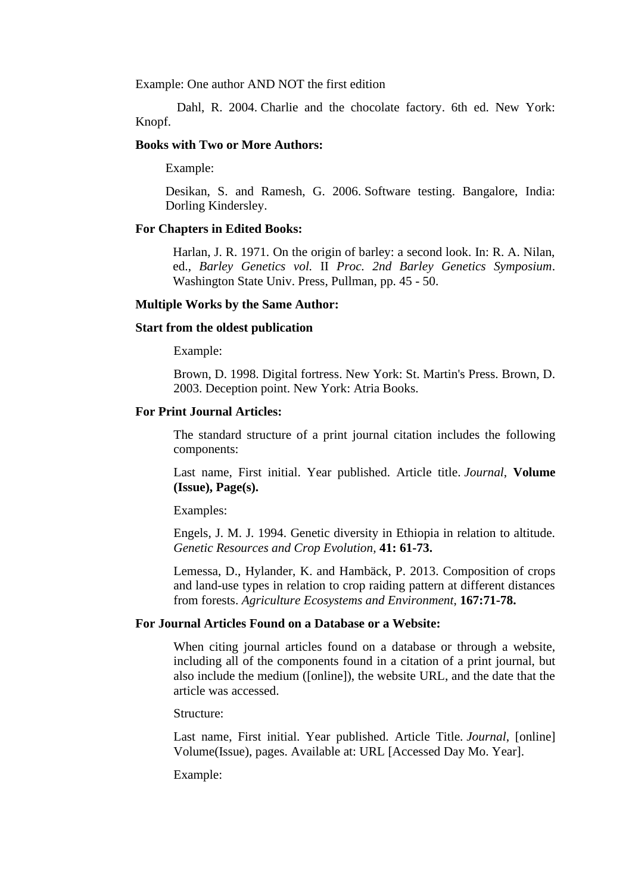Example: One author AND NOT the first edition

Dahl, R. 2004. Charlie and the chocolate factory. 6th ed. New York: Knopf.

**Books with Two or More Authors:**

Example:

Desikan, S. and Ramesh, G. 2006. Software testing. Bangalore, India: Dorling Kindersley.

**For Chapters in Edited Books:**

Harlan, J. R. 1971. On the origin of barley: a second look. In: R. A. Nilan, ed., *Barley Genetics vol.* II *Proc. 2nd Barley Genetics Symposium*. Washington State Univ. Press, Pullman, pp. 45 - 50.

**Multiple Works by the Same Author:**

**Start from the oldest publication**

Example:

Brown, D. 1998. Digital fortress. New York: St. Martin's Press. Brown, D. 2003. Deception point. New York: Atria Books.

**For Print Journal Articles:**

The standard structure of a print journal citation includes the following components:

Last name, First initial. Year published. Article title. *Journal*, **Volume (Issue), Page(s).**

Examples:

Engels, J. M. J. 1994. Genetic diversity in Ethiopia in relation to altitude. *Genetic Resources and Crop Evolution*, **41: 61-73.**

Lemessa, D., Hylander, K. and Hambäck, P. 2013. Composition of crops and land-use types in relation to crop raiding pattern at different distances from forests. *Agriculture Ecosystems and Environment*, **167:71-78.**

**For Journal Articles Found on a Database or a Website:**

When citing journal articles found on a database or through a website, including all of the components found in a citation of a print journal, but also include the medium ([online]), the website URL, and the date that the article was accessed.

Structure:

Last name, First initial. Year published. Article Title. *Journal*, [online] Volume(Issue), pages. Available at: URL [Accessed Day Mo. Year].

Example: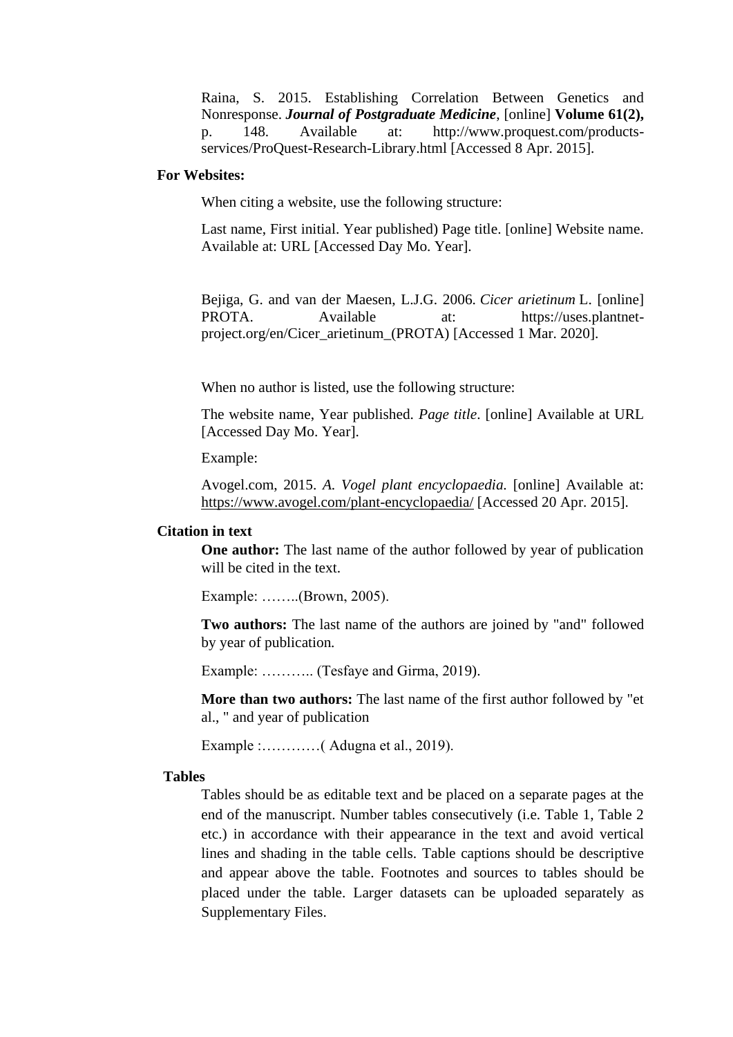Raina, S. 2015. Establishing Correlation Between Genetics and Nonresponse. ***Journal of Postgraduate Medicine***, [online] **Volume 61(2),** p. 148. Available at: http://www.proquest.com/products-services/ProQuest-Research-Library.html [Accessed 8 Apr. 2015].

**For Websites:**

When citing a website, use the following structure:

Last name, First initial. Year published) Page title. [online] Website name. Available at: URL [Accessed Day Mo. Year].

Bejiga, G. and van der Maesen, L.J.G. 2006. *Cicer arietinum* L. [online] PROTA. Available at: https://uses.plantnet-project.org/en/Cicer_arietinum_(PROTA) [Accessed 1 Mar. 2020].

When no author is listed, use the following structure:

The website name, Year published. *Page title*. [online] Available at URL [Accessed Day Mo. Year].

Example:

Avogel.com, 2015. *A. Vogel plant encyclopaedia.* [online] Available at: https://www.avogel.com/plant-encyclopaedia/ [Accessed 20 Apr. 2015].

**Citation in text**

**One author:** The last name of the author followed by year of publication will be cited in the text.

Example: ……..(Brown, 2005).

**Two authors:** The last name of the authors are joined by "and" followed by year of publication.

Example: ……….. (Tesfaye and Girma, 2019).

**More than two authors:** The last name of the first author followed by "et al., " and year of publication

Example :…………( Adugna et al., 2019).

**Tables**

Tables should be as editable text and be placed on a separate pages at the end of the manuscript. Number tables consecutively (i.e. Table 1, Table 2 etc.) in accordance with their appearance in the text and avoid vertical lines and shading in the table cells. Table captions should be descriptive and appear above the table. Footnotes and sources to tables should be placed under the table. Larger datasets can be uploaded separately as Supplementary Files.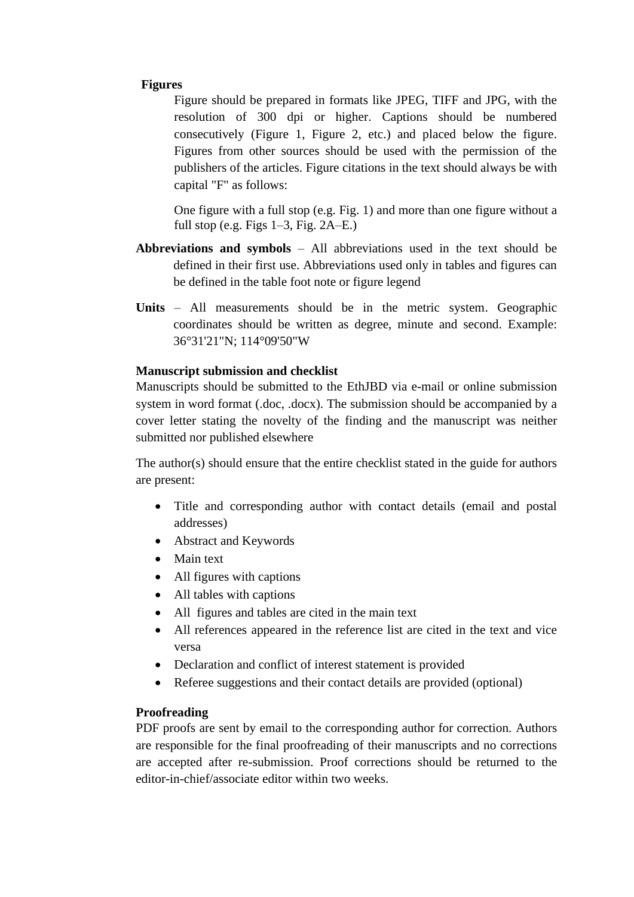**Figures**

Figure should be prepared in formats like JPEG, TIFF and JPG, with the resolution of 300 dpi or higher. Captions should be numbered consecutively (Figure 1, Figure 2, etc.) and placed below the figure. Figures from other sources should be used with the permission of the publishers of the articles. Figure citations in the text should always be with capital "F" as follows:

One figure with a full stop (e.g. Fig. 1) and more than one figure without a full stop (e.g. Figs 1–3, Fig. 2A–E.)

**Abbreviations and symbols** – All abbreviations used in the text should be defined in their first use. Abbreviations used only in tables and figures can be defined in the table foot note or figure legend

**Units** – All measurements should be in the metric system. Geographic coordinates should be written as degree, minute and second. Example: 36°31'21"N; 114°09'50"W

**Manuscript submission and checklist**

Manuscripts should be submitted to the EthJBD via e-mail or online submission system in word format (.doc, .docx). The submission should be accompanied by a cover letter stating the novelty of the finding and the manuscript was neither submitted nor published elsewhere

The author(s) should ensure that the entire checklist stated in the guide for authors are present:

- Title and corresponding author with contact details (email and postal addresses)
- Abstract and Keywords
- Main text
- All figures with captions
- All tables with captions
- All figures and tables are cited in the main text
- All references appeared in the reference list are cited in the text and vice versa
- Declaration and conflict of interest statement is provided
- Referee suggestions and their contact details are provided (optional)

**Proofreading**

PDF proofs are sent by email to the corresponding author for correction. Authors are responsible for the final proofreading of their manuscripts and no corrections are accepted after re-submission. Proof corrections should be returned to the editor-in-chief/associate editor within two weeks.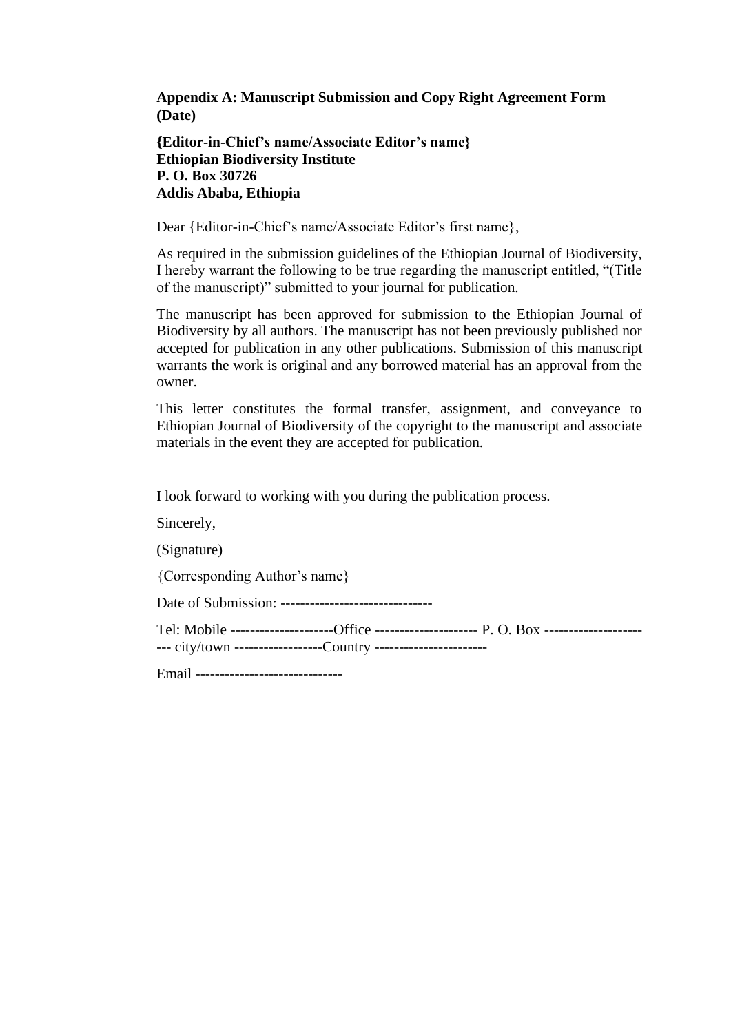**Appendix A: Manuscript Submission and Copy Right Agreement Form (Date)**

**{Editor-in-Chief's name/Associate Editor's name}**
**Ethiopian Biodiversity Institute**
**P. O. Box 30726**
**Addis Ababa, Ethiopia**

Dear {Editor-in-Chief's name/Associate Editor's first name},

As required in the submission guidelines of the Ethiopian Journal of Biodiversity, I hereby warrant the following to be true regarding the manuscript entitled, "(Title of the manuscript)" submitted to your journal for publication.

The manuscript has been approved for submission to the Ethiopian Journal of Biodiversity by all authors. The manuscript has not been previously published nor accepted for publication in any other publications. Submission of this manuscript warrants the work is original and any borrowed material has an approval from the owner.

This letter constitutes the formal transfer, assignment, and conveyance to Ethiopian Journal of Biodiversity of the copyright to the manuscript and associate materials in the event they are accepted for publication.

I look forward to working with you during the publication process.

Sincerely,

(Signature)

{Corresponding Author's name}

Date of Submission: -------------------------------

Tel: Mobile ---------------------Office --------------------- P. O. Box ----------------------- city/town ------------------Country -----------------------

Email ------------------------------